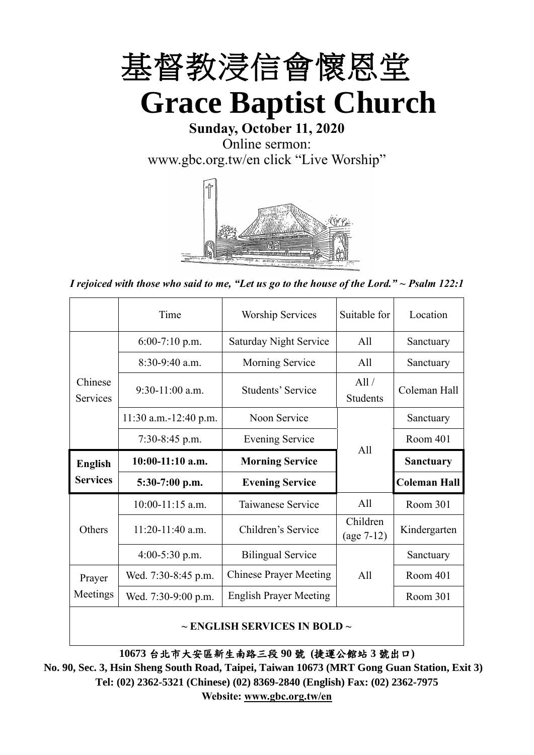# 基督教浸信會懷恩堂

# Grace Baptist Church

**Sunday, October 11, 2020**

Online sermon:

www.gbc.org.tw/en click "Live Worship"

*I rejoiced with those who said to me, "Let us go to the house of the Lord." ~ Psalm 122:1*

| | Time | Worship Services | Suitable for | Location |
|---|---|---|---|---|
| Chinese Services | 6:00-7:10 p.m. | Saturday Night Service | All | Sanctuary |
| | 8:30-9:40 a.m. | Morning Service | All | Sanctuary |
| | 9:30-11:00 a.m. | Students' Service | All / Students | Coleman Hall |
| | 11:30 a.m.-12:40 p.m. | Noon Service | All | Sanctuary |
| | 7:30-8:45 p.m. | Evening Service | | Room 401 |
| **English Services** | **10:00-11:10 a.m.** | **Morning Service** | | **Sanctuary** |
| | **5:30-7:00 p.m.** | **Evening Service** | | **Coleman Hall** |
| Others | 10:00-11:15 a.m. | Taiwanese Service | All | Room 301 |
| | 11:20-11:40 a.m. | Children's Service | Children (age 7-12) | Kindergarten |
| | 4:00-5:30 p.m. | Bilingual Service | All | Sanctuary |
| Prayer Meetings | Wed. 7:30-8:45 p.m. | Chinese Prayer Meeting | | Room 401 |
| | Wed. 7:30-9:00 p.m. | English Prayer Meeting | | Room 301 |

**~ ENGLISH SERVICES IN BOLD ~**

**10673 台北市大安區新生南路三段 90 號 (捷運公館站 3 號出口)**

**No. 90, Sec. 3, Hsin Sheng South Road, Taipei, Taiwan 10673 (MRT Gong Guan Station, Exit 3)**

**Tel: (02) 2362-5321 (Chinese) (02) 8369-2840 (English) Fax: (02) 2362-7975**

**Website: www.gbc.org.tw/en**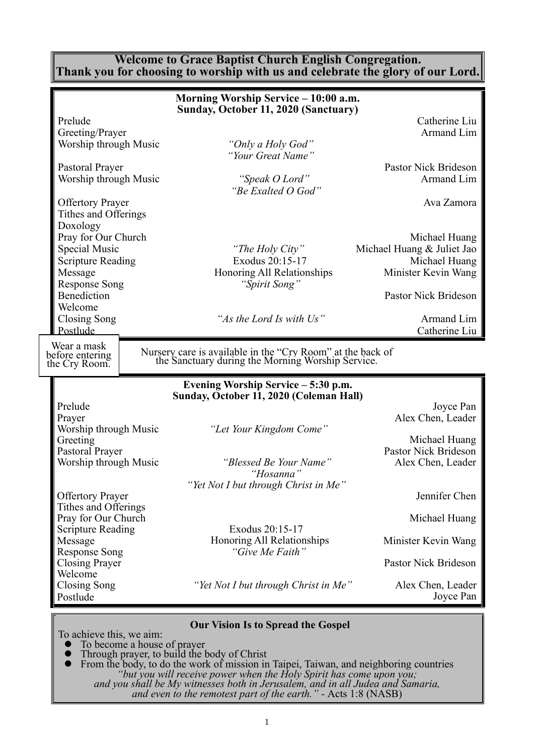**Welcome to Grace Baptist Church English Congregation.**
**Thank you for choosing to worship with us and celebrate the glory of our Lord.**

## Morning Worship Service – 10:00 a.m.
### Sunday, October 11, 2020 (Sanctuary)

| | | |
|---|---|---|
| Prelude | | Catherine Liu |
| Greeting/Prayer | | Armand Lim |
| Worship through Music | *"Only a Holy God"* *"Your Great Name"* | |
| Pastoral Prayer | | Pastor Nick Brideson |
| Worship through Music | *"Speak O Lord"* *"Be Exalted O God"* | Armand Lim |
| Offertory Prayer | | Ava Zamora |
| Tithes and Offerings | | |
| Doxology | | |
| Pray for Our Church | | Michael Huang |
| Special Music | *"The Holy City"* | Michael Huang & Juliet Jao |
| Scripture Reading | Exodus 20:15-17 | Michael Huang |
| Message | Honoring All Relationships | Minister Kevin Wang |
| Response Song | *"Spirit Song"* | |
| Benediction | | Pastor Nick Brideson |
| Welcome | | |
| Closing Song | *"As the Lord Is with Us"* | Armand Lim |
| Postlude | | Catherine Liu |

Wear a mask before entering the Cry Room.

Nursery care is available in the "Cry Room" at the back of the Sanctuary during the Morning Worship Service.

## Evening Worship Service – 5:30 p.m.
### Sunday, October 11, 2020 (Coleman Hall)

| | | |
|---|---|---|
| Prelude | | Joyce Pan |
| Prayer | | Alex Chen, Leader |
| Worship through Music | *"Let Your Kingdom Come"* | |
| Greeting | | Michael Huang |
| Pastoral Prayer | | Pastor Nick Brideson |
| Worship through Music | *"Blessed Be Your Name"* *"Hosanna"* *"Yet Not I but through Christ in Me"* | Alex Chen, Leader |
| Offertory Prayer | | Jennifer Chen |
| Tithes and Offerings | | |
| Pray for Our Church | | Michael Huang |
| Scripture Reading | Exodus 20:15-17 | |
| Message | Honoring All Relationships | Minister Kevin Wang |
| Response Song | *"Give Me Faith"* | |
| Closing Prayer | | Pastor Nick Brideson |
| Welcome | | |
| Closing Song | *"Yet Not I but through Christ in Me"* | Alex Chen, Leader |
| Postlude | | Joyce Pan |

### Our Vision Is to Spread the Gospel

To achieve this, we aim:

- To become a house of prayer
- Through prayer, to build the body of Christ
- From the body, to do the work of mission in Taipei, Taiwan, and neighboring countries

*"but you will receive power when the Holy Spirit has come upon you; and you shall be My witnesses both in Jerusalem, and in all Judea and Samaria, and even to the remotest part of the earth."* - Acts 1:8 (NASB)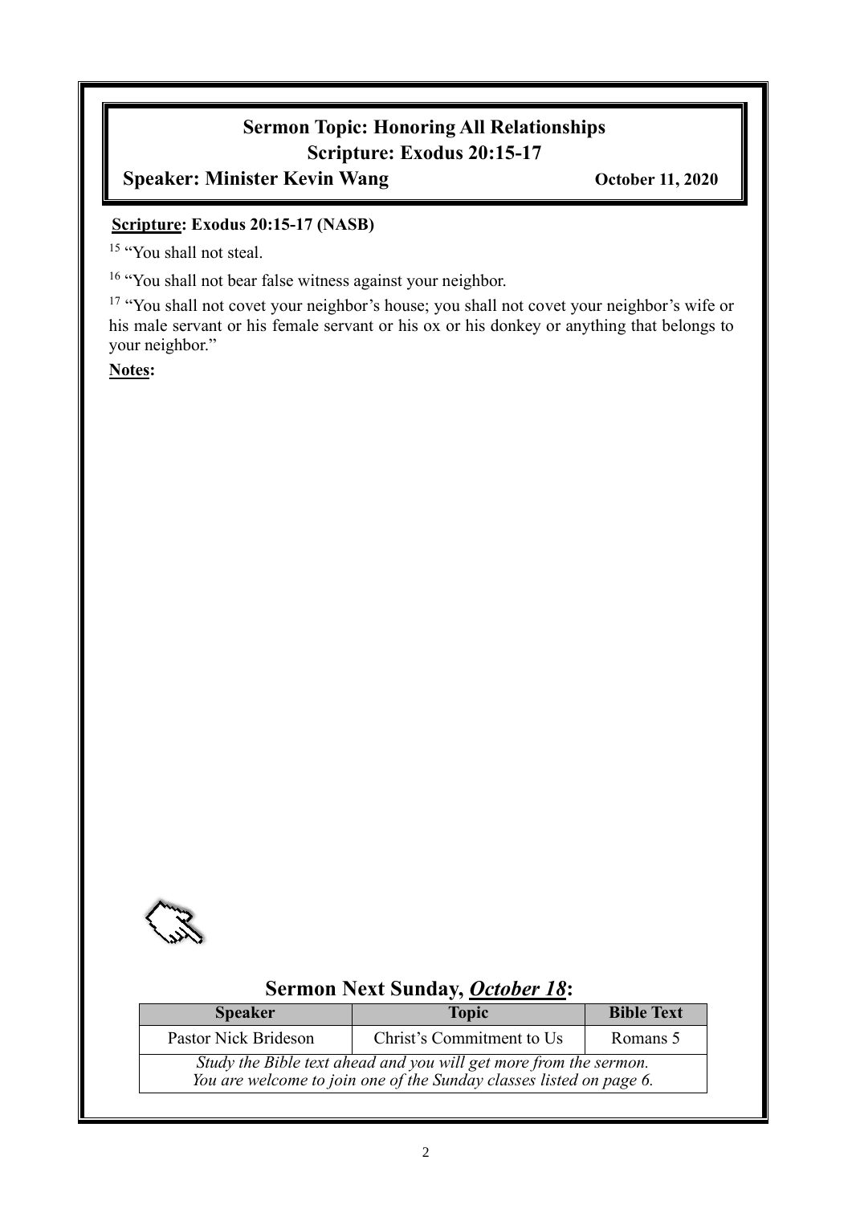## Sermon Topic: Honoring All Relationships

## Scripture: Exodus 20:15-17

**Speaker: Minister Kevin Wang** **October 11, 2020**

**Scripture: Exodus 20:15-17 (NASB)**

[15] "You shall not steal.

[16] "You shall not bear false witness against your neighbor.

[17] "You shall not covet your neighbor's house; you shall not covet your neighbor's wife or his male servant or his female servant or his ox or his donkey or anything that belongs to your neighbor."

**Notes:**

## Sermon Next Sunday, *October 18*:

| Speaker | Topic | Bible Text |
|---|---|---|
| Pastor Nick Brideson | Christ's Commitment to Us | Romans 5 |
| *Study the Bible text ahead and you will get more from the sermon. You are welcome to join one of the Sunday classes listed on page 6.* | | |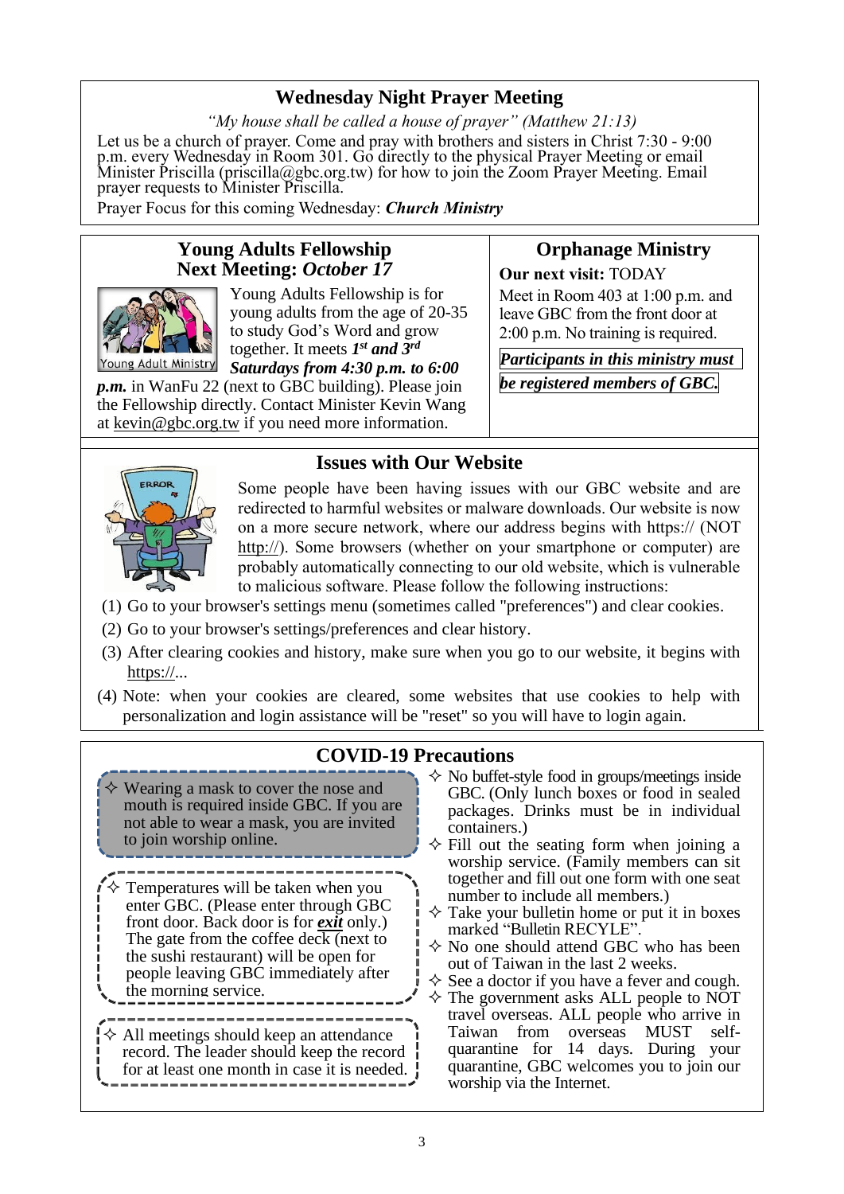## Wednesday Night Prayer Meeting

*"My house shall be called a house of prayer" (Matthew 21:13)*

Let us be a church of prayer. Come and pray with brothers and sisters in Christ 7:30 - 9:00 p.m. every Wednesday in Room 301. Go directly to the physical Prayer Meeting or email Minister Priscilla (priscilla@gbc.org.tw) for how to join the Zoom Prayer Meeting. Email prayer requests to Minister Priscilla.

Prayer Focus for this coming Wednesday: ***Church Ministry***

## Young Adults Fellowship
## Next Meeting: *October 17*

Young Adults Fellowship is for young adults from the age of 20-35 to study God's Word and grow together. It meets ***1st and 3rd Saturdays from 4:30 p.m. to 6:00 p.m.*** in WanFu 22 (next to GBC building). Please join the Fellowship directly. Contact Minister Kevin Wang at kevin@gbc.org.tw if you need more information.

## Orphanage Ministry

**Our next visit:** TODAY

Meet in Room 403 at 1:00 p.m. and leave GBC from the front door at 2:00 p.m. No training is required.

***Participants in this ministry must be registered members of GBC.***

## Issues with Our Website

Some people have been having issues with our GBC website and are redirected to harmful websites or malware downloads. Our website is now on a more secure network, where our address begins with https:// (NOT http://). Some browsers (whether on your smartphone or computer) are probably automatically connecting to our old website, which is vulnerable to malicious software. Please follow the following instructions:

(1) Go to your browser's settings menu (sometimes called "preferences") and clear cookies.

(2) Go to your browser's settings/preferences and clear history.

(3) After clearing cookies and history, make sure when you go to our website, it begins with https://...

(4) Note: when your cookies are cleared, some websites that use cookies to help with personalization and login assistance will be "reset" so you will have to login again.

## COVID-19 Precautions

- ✧ Wearing a mask to cover the nose and mouth is required inside GBC. If you are not able to wear a mask, you are invited to join worship online.
- ✧ Temperatures will be taken when you enter GBC. (Please enter through GBC front door. Back door is for ***exit*** only.) The gate from the coffee deck (next to the sushi restaurant) will be open for people leaving GBC immediately after the morning service.
- ✧ All meetings should keep an attendance record. The leader should keep the record for at least one month in case it is needed.
- ✧ No buffet-style food in groups/meetings inside GBC. (Only lunch boxes or food in sealed packages. Drinks must be in individual containers.)
- ✧ Fill out the seating form when joining a worship service. (Family members can sit together and fill out one form with one seat number to include all members.)
- ✧ Take your bulletin home or put it in boxes marked "Bulletin RECYLE".
- ✧ No one should attend GBC who has been out of Taiwan in the last 2 weeks.
- ✧ See a doctor if you have a fever and cough.
- ✧ The government asks ALL people to NOT travel overseas. ALL people who arrive in Taiwan from overseas MUST self-quarantine for 14 days. During your quarantine, GBC welcomes you to join our worship via the Internet.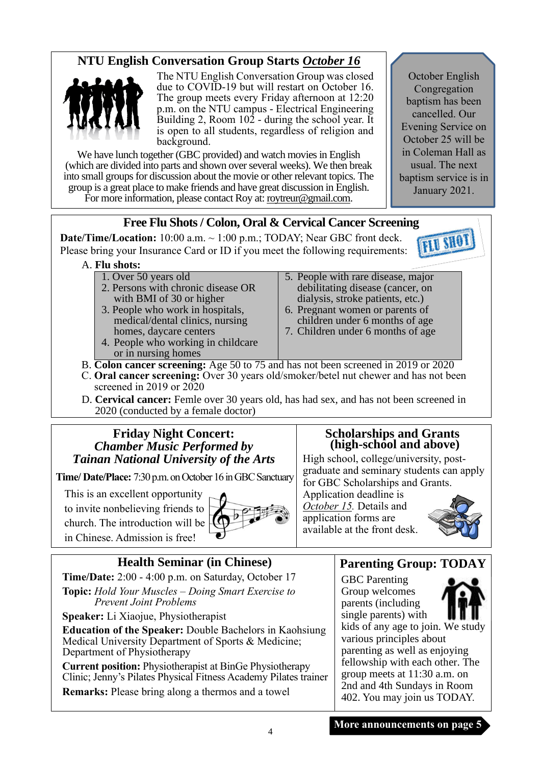## NTU English Conversation Group Starts *October 16*

The NTU English Conversation Group was closed due to COVID-19 but will restart on October 16. The group meets every Friday afternoon at 12:20 p.m. on the NTU campus - Electrical Engineering Building 2, Room 102 - during the school year. It is open to all students, regardless of religion and background.

We have lunch together (GBC provided) and watch movies in English (which are divided into parts and shown over several weeks). We then break into small groups for discussion about the movie or other relevant topics. The group is a great place to make friends and have great discussion in English. For more information, please contact Roy at: roytreur@gmail.com.

October English Congregation baptism has been cancelled. Our Evening Service on October 25 will be in Coleman Hall as usual. The next baptism service is in January 2021.

## Free Flu Shots / Colon, Oral & Cervical Cancer Screening

**Date/Time/Location:** 10:00 a.m. ~ 1:00 p.m.; TODAY; Near GBC front deck.
Please bring your Insurance Card or ID if you meet the following requirements:

A. **Flu shots:**

1. Over 50 years old
2. Persons with chronic disease OR with BMI of 30 or higher
3. People who work in hospitals, medical/dental clinics, nursing homes, daycare centers
4. People who working in childcare or in nursing homes
5. People with rare disease, major debilitating disease (cancer, on dialysis, stroke patients, etc.)
6. Pregnant women or parents of children under 6 months of age
7. Children under 6 months of age

B. **Colon cancer screening:** Age 50 to 75 and has not been screened in 2019 or 2020

C. **Oral cancer screening:** Over 30 years old/smoker/betel nut chewer and has not been screened in 2019 or 2020

D. **Cervical cancer:** Femle over 30 years old, has had sex, and has not been screened in 2020 (conducted by a female doctor)

## Friday Night Concert: *Chamber Music Performed by Tainan National University of the Arts*

**Time/ Date/Place:** 7:30 p.m. on October 16 in GBC Sanctuary

This is an excellent opportunity to invite nonbelieving friends to church. The introduction will be in Chinese. Admission is free!

## Scholarships and Grants (high-school and above)

High school, college/university, post-graduate and seminary students can apply for GBC Scholarships and Grants. Application deadline is *October 15.* Details and application forms are available at the front desk.

## Health Seminar (in Chinese)

**Time/Date:** 2:00 - 4:00 p.m. on Saturday, October 17

**Topic:** *Hold Your Muscles – Doing Smart Exercise to Prevent Joint Problems*

**Speaker:** Li Xiaojue, Physiotherapist

**Education of the Speaker:** Double Bachelors in Kaohsiung Medical University Department of Sports & Medicine; Department of Physiotherapy

**Current position:** Physiotherapist at BinGe Physiotherapy Clinic; Jenny's Pilates Physical Fitness Academy Pilates trainer

**Remarks:** Please bring along a thermos and a towel

## Parenting Group: TODAY

GBC Parenting Group welcomes parents (including single parents) with kids of any age to join. We study various principles about parenting as well as enjoying fellowship with each other. The group meets at 11:30 a.m. on 2nd and 4th Sundays in Room 402. You may join us TODAY.

**More announcements on page 5**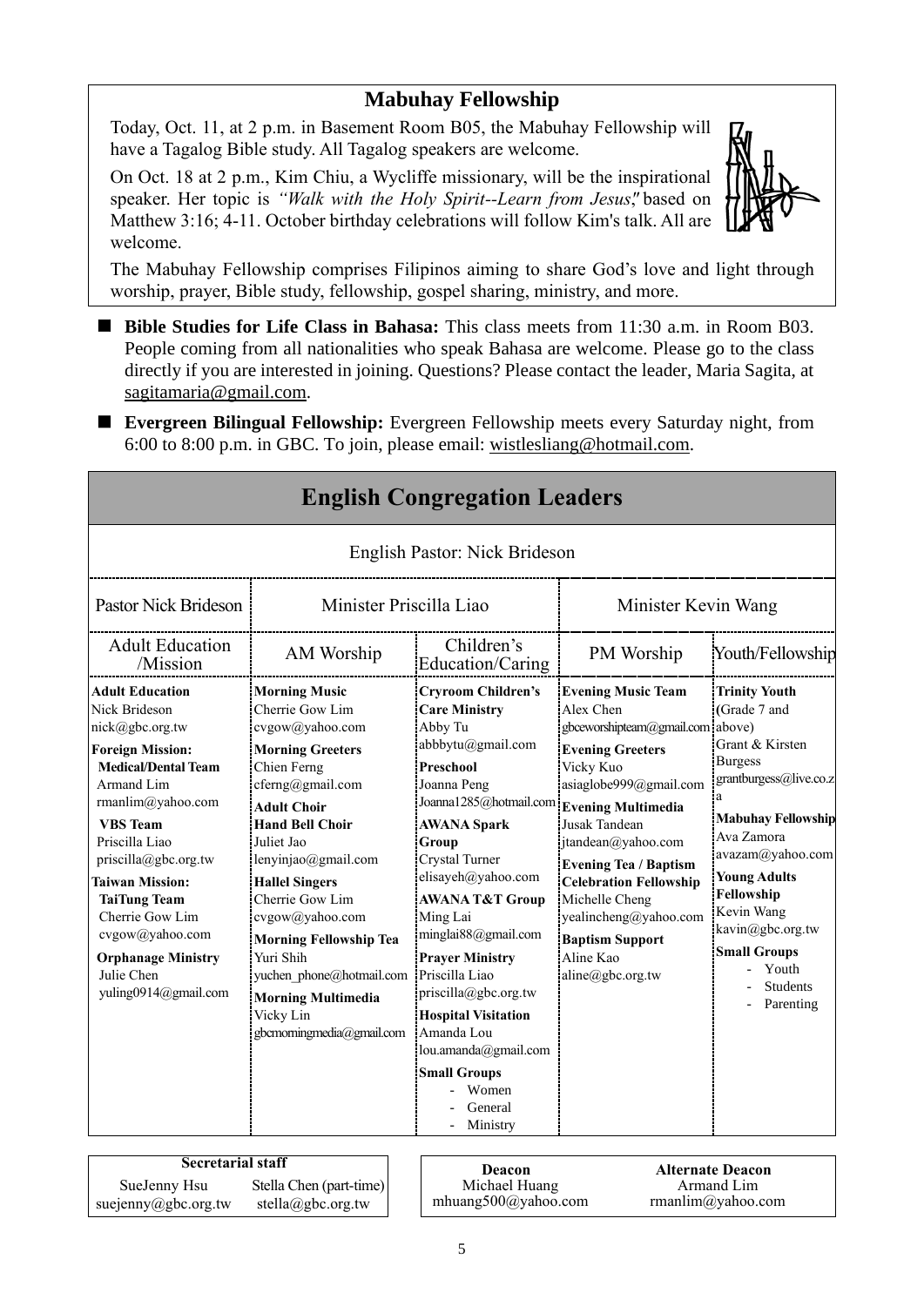## Mabuhay Fellowship

Today, Oct. 11, at 2 p.m. in Basement Room B05, the Mabuhay Fellowship will have a Tagalog Bible study. All Tagalog speakers are welcome.

On Oct. 18 at 2 p.m., Kim Chiu, a Wycliffe missionary, will be the inspirational speaker. Her topic is *"Walk with the Holy Spirit--Learn from Jesus"* based on Matthew 3:16; 4-11. October birthday celebrations will follow Kim's talk. All are welcome.

The Mabuhay Fellowship comprises Filipinos aiming to share God's love and light through worship, prayer, Bible study, fellowship, gospel sharing, ministry, and more.

- **Bible Studies for Life Class in Bahasa:** This class meets from 11:30 a.m. in Room B03. People coming from all nationalities who speak Bahasa are welcome. Please go to the class directly if you are interested in joining. Questions? Please contact the leader, Maria Sagita, at sagitamaria@gmail.com.
- **Evergreen Bilingual Fellowship:** Evergreen Fellowship meets every Saturday night, from 6:00 to 8:00 p.m. in GBC. To join, please email: wistlesliang@hotmail.com.

## English Congregation Leaders

English Pastor: Nick Brideson

| Pastor Nick Brideson | Minister Priscilla Liao | | Minister Kevin Wang | |
|---|---|---|---|---|
| Adult Education /Mission | AM Worship | Children's Education/Caring | PM Worship | Youth/Fellowship |
| **Adult Education**<br>Nick Brideson<br>nick@gbc.org.tw<br>**Foreign Mission:**<br>**Medical/Dental Team**<br>Armand Lim<br>rmanlim@yahoo.com<br>**VBS Team**<br>Priscilla Liao<br>priscilla@gbc.org.tw<br>**Taiwan Mission:**<br>**TaiTung Team**<br>Cherrie Gow Lim<br>cvgow@yahoo.com<br>**Orphanage Ministry**<br>Julie Chen<br>yuling0914@gmail.com | **Morning Music**<br>Cherrie Gow Lim<br>cvgow@yahoo.com<br>**Morning Greeters**<br>Chien Ferng<br>cferng@gmail.com<br>**Adult Choir**<br>**Hand Bell Choir**<br>Juliet Jao<br>lenyinjao@gmail.com<br>**Hallel Singers**<br>Cherrie Gow Lim<br>cvgow@yahoo.com<br>**Morning Fellowship Tea**<br>Yuri Shih<br>yuchen_phone@hotmail.com<br>**Morning Multimedia**<br>Vicky Lin<br>gbcmorningmedia@gmail.com | **Cryroom Children's Care Ministry**<br>Abby Tu<br>abbbytu@gmail.com<br>**Preschool**<br>Joanna Peng<br>Joanna1285@hotmail.com<br>**AWANA Spark Group**<br>Crystal Turner<br>elisayeh@yahoo.com<br>**AWANA T&T Group**<br>Ming Lai<br>minglai88@gmail.com<br>**Prayer Ministry**<br>Priscilla Liao<br>priscilla@gbc.org.tw<br>**Hospital Visitation**<br>Amanda Lou<br>lou.amanda@gmail.com<br>**Small Groups**<br>- Women<br>- General<br>- Ministry | **Evening Music Team**<br>Alex Chen<br>gbceworshipteam@gmail.com<br>**Evening Greeters**<br>Vicky Kuo<br>asiaglobe999@gmail.com<br>**Evening Multimedia**<br>Jusak Tandean<br>jtandean@yahoo.com<br>**Evening Tea / Baptism Celebration Fellowship**<br>Michelle Cheng<br>yealincheng@yahoo.com<br>**Baptism Support**<br>Aline Kao<br>aline@gbc.org.tw | **Trinity Youth** (Grade 7 and above)<br>Grant & Kirsten Burgess<br>grantburgess@live.co.za<br>**Mabuhay Fellowship**<br>Ava Zamora<br>avazam@yahoo.com<br>**Young Adults Fellowship**<br>Kevin Wang<br>kavin@gbc.org.tw<br>**Small Groups**<br>- Youth<br>- Students<br>- Parenting |

| Secretarial staff | |
|---|---|
| SueJenny Hsu<br>suejenny@gbc.org.tw | Stella Chen (part-time)<br>stella@gbc.org.tw |

| Deacon | Alternate Deacon |
|---|---|
| Michael Huang<br>mhuang500@yahoo.com | Armand Lim<br>rmanlim@yahoo.com |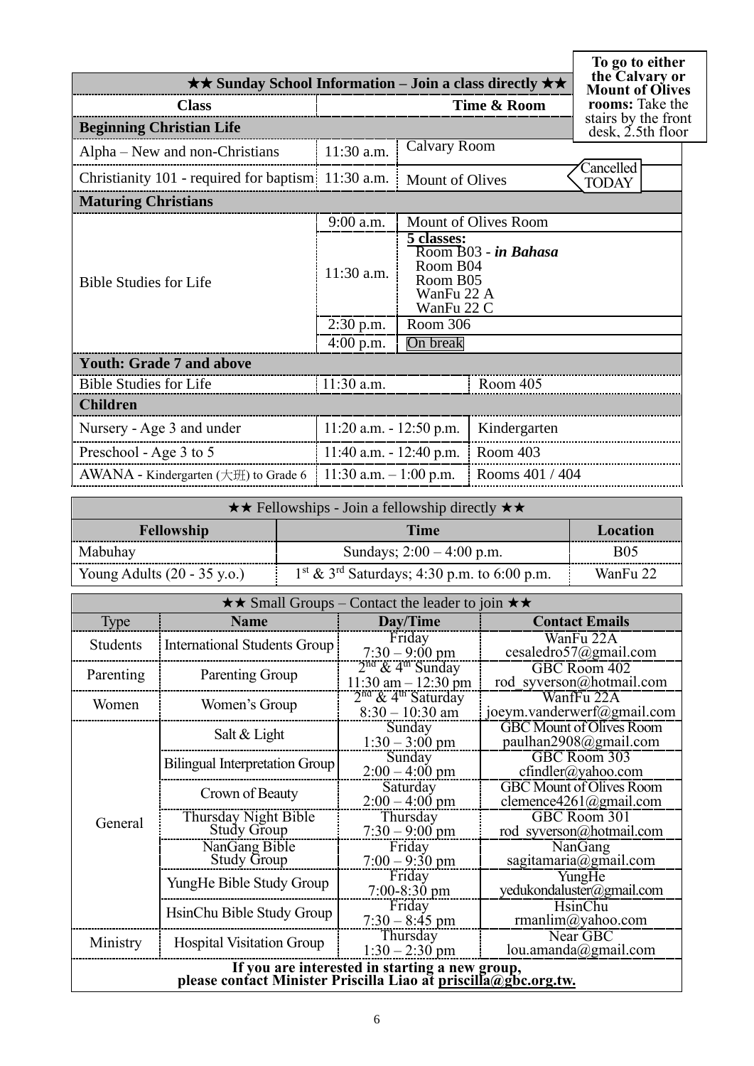To go to either the Calvary or Mount of Olives rooms: Take the stairs by the front desk, 2.5th floor

| ★★ Sunday School Information – Join a class directly ★★ | | |
|---|---|---|
| **Class** | **Time & Room** | |
| **Beginning Christian Life** | | |
| Alpha – New and non-Christians | 11:30 a.m. | Calvary Room |
| Christianity 101 - required for baptism | 11:30 a.m. | Mount of Olives — Cancelled TODAY |
| **Maturing Christians** | | |
| Bible Studies for Life | 9:00 a.m. | Mount of Olives Room |
| | 11:30 a.m. | **5 classes:** Room B03 - ***in Bahasa***; Room B04; Room B05; WanFu 22 A; WanFu 22 C |
| | 2:30 p.m. | Room 306 |
| | 4:00 p.m. | On break |
| **Youth: Grade 7 and above** | | |
| Bible Studies for Life | 11:30 a.m. | Room 405 |
| **Children** | | |
| Nursery - Age 3 and under | 11:20 a.m. - 12:50 p.m. | Kindergarten |
| Preschool - Age 3 to 5 | 11:40 a.m. - 12:40 p.m. | Room 403 |
| AWANA - Kindergarten (大班) to Grade 6 | 11:30 a.m. – 1:00 p.m. | Rooms 401 / 404 |

| ★★ Fellowships - Join a fellowship directly ★★ | | |
|---|---|---|
| **Fellowship** | **Time** | **Location** |
| Mabuhay | Sundays; 2:00 – 4:00 p.m. | B05 |
| Young Adults (20 - 35 y.o.) | 1st & 3rd Saturdays; 4:30 p.m. to 6:00 p.m. | WanFu 22 |

| ★★ Small Groups – Contact the leader to join ★★ | | | |
|---|---|---|---|
| Type | **Name** | **Day/Time** | **Contact Emails** |
| Students | International Students Group | Friday 7:30 – 9:00 pm | WanFu 22A cesaledro57@gmail.com |
| Parenting | Parenting Group | 2nd & 4th Sunday 11:30 am – 12:30 pm | GBC Room 402 rod_syverson@hotmail.com |
| Women | Women's Group | 2nd & 4th Saturday 8:30 – 10:30 am | WanfFu 22A joeym.vanderwerf@gmail.com |
| General | Salt & Light | Sunday 1:30 – 3:00 pm | GBC Mount of Olives Room paulhan2908@gmail.com |
| | Bilingual Interpretation Group | Sunday 2:00 – 4:00 pm | GBC Room 303 cfindler@yahoo.com |
| | Crown of Beauty | Saturday 2:00 – 4:00 pm | GBC Mount of Olives Room clemence4261@gmail.com |
| | Thursday Night Bible Study Group | Thursday 7:30 – 9:00 pm | GBC Room 301 rod_syverson@hotmail.com |
| | NanGang Bible Study Group | Friday 7:00 – 9:30 pm | NanGang sagitamaria@gmail.com |
| | YungHe Bible Study Group | Friday 7:00-8:30 pm | YungHe yedukondaluster@gmail.com |
| | HsinChu Bible Study Group | Friday 7:30 – 8:45 pm | HsinChu rmanlim@yahoo.com |
| Ministry | Hospital Visitation Group | Thursday 1:30 – 2:30 pm | Near GBC lou.amanda@gmail.com |

**If you are interested in starting a new group, please contact Minister Priscilla Liao at priscilla@gbc.org.tw.**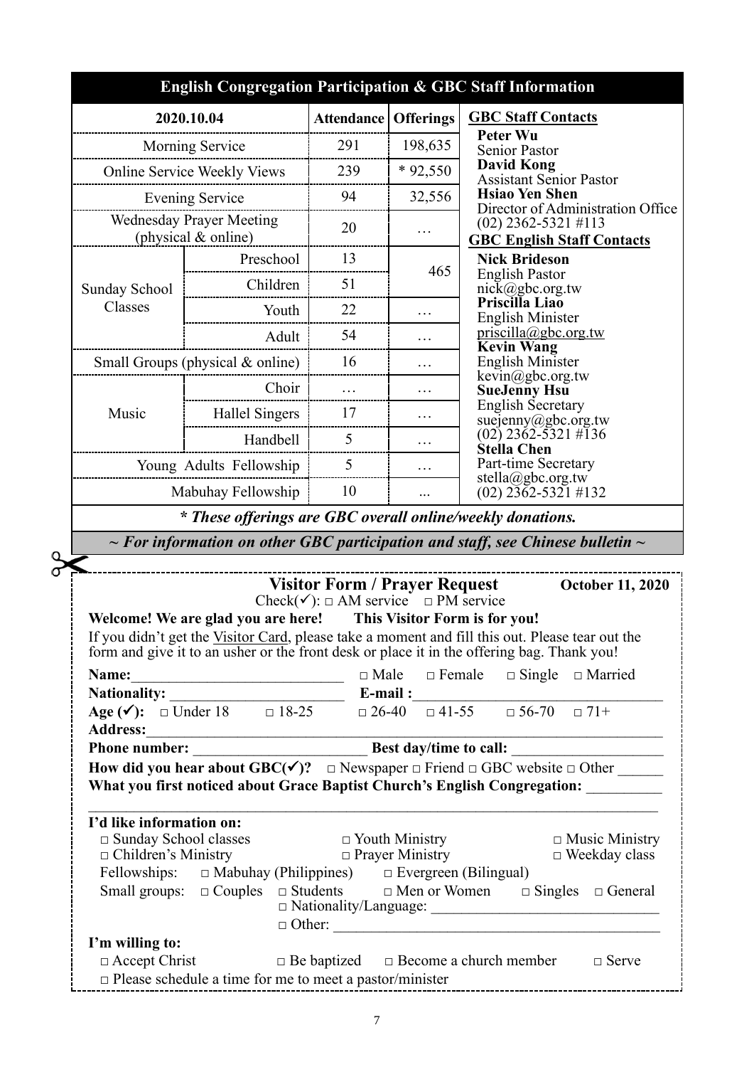## English Congregation Participation & GBC Staff Information

| 2020.10.04 | | Attendance | Offerings |
|---|---|---|---|
| Morning Service | | 291 | 198,635 |
| Online Service Weekly Views | | 239 | * 92,550 |
| Evening Service | | 94 | 32,556 |
| Wednesday Prayer Meeting (physical & online) | | 20 | … |
| Sunday School Classes | Preschool | 13 | 465 |
| | Children | 51 | |
| | Youth | 22 | … |
| | Adult | 54 | … |
| Small Groups (physical & online) | | 16 | … |
| Music | Choir | … | … |
| | Hallel Singers | 17 | … |
| | Handbell | 5 | … |
| Young Adults Fellowship | | 5 | … |
| Mabuhay Fellowship | | 10 | ... |

**GBC Staff Contacts**

**Peter Wu**
Senior Pastor

**David Kong**
Assistant Senior Pastor

**Hsiao Yen Shen**
Director of Administration Office
(02) 2362-5321 #113

**GBC English Staff Contacts**

**Nick Brideson**
English Pastor
nick@gbc.org.tw

**Priscilla Liao**
English Minister
priscilla@gbc.org.tw

**Kevin Wang**
English Minister
kevin@gbc.org.tw

**SueJenny Hsu**
English Secretary
suejenny@gbc.org.tw
(02) 2362-5321 #136

**Stella Chen**
Part-time Secretary
stella@gbc.org.tw
(02) 2362-5321 #132

***\* These offerings are GBC overall online/weekly donations.***

***~ For information on other GBC participation and staff, see Chinese bulletin ~***

---

### Visitor Form / Prayer Request — October 11, 2020

Check(✓): □ AM service □ PM service

**Welcome! We are glad you are here! This Visitor Form is for you!**

If you didn't get the Visitor Card, please take a moment and fill this out. Please tear out the form and give it to an usher or the front desk or place it in the offering bag. Thank you!

**Name:**\_\_\_\_\_\_\_\_\_\_\_\_\_\_\_\_\_\_\_\_ □ Male □ Female □ Single □ Married

**Nationality:** \_\_\_\_\_\_\_\_\_\_\_\_\_\_\_\_\_\_\_\_ **E-mail :**\_\_\_\_\_\_\_\_\_\_\_\_\_\_\_\_\_\_\_\_

**Age (✓):** □ Under 18 □ 18-25 □ 26-40 □ 41-55 □ 56-70 □ 71+

**Address:**\_\_\_\_\_\_\_\_\_\_\_\_\_\_\_\_\_\_\_\_\_\_\_\_\_\_\_\_\_\_\_\_\_\_\_\_\_\_\_\_

**Phone number:** \_\_\_\_\_\_\_\_\_\_\_\_\_\_\_\_\_\_\_\_ **Best day/time to call:** \_\_\_\_\_\_\_\_\_\_\_\_\_\_\_\_\_\_\_\_

**How did you hear about GBC(✓)?** □ Newspaper □ Friend □ GBC website □ Other \_\_\_\_\_\_

**What you first noticed about Grace Baptist Church's English Congregation:** \_\_\_\_\_\_\_\_\_\_

\_\_\_\_\_\_\_\_\_\_\_\_\_\_\_\_\_\_\_\_\_\_\_\_\_\_\_\_\_\_\_\_\_\_\_\_\_\_\_\_\_\_\_\_\_\_\_\_\_\_\_\_\_\_\_\_\_\_\_\_

**I'd like information on:**

□ Sunday School classes □ Youth Ministry □ Music Ministry
□ Children's Ministry □ Prayer Ministry □ Weekday class

Fellowships: □ Mabuhay (Philippines) □ Evergreen (Bilingual)

Small groups: □ Couples □ Students □ Men or Women □ Singles □ General
□ Nationality/Language: \_\_\_\_\_\_\_\_\_\_\_\_\_\_\_\_\_\_\_\_
□ Other: \_\_\_\_\_\_\_\_\_\_\_\_\_\_\_\_\_\_\_\_\_\_\_\_\_\_\_\_\_\_\_\_

**I'm willing to:**

□ Accept Christ □ Be baptized □ Become a church member □ Serve
□ Please schedule a time for me to meet a pastor/minister